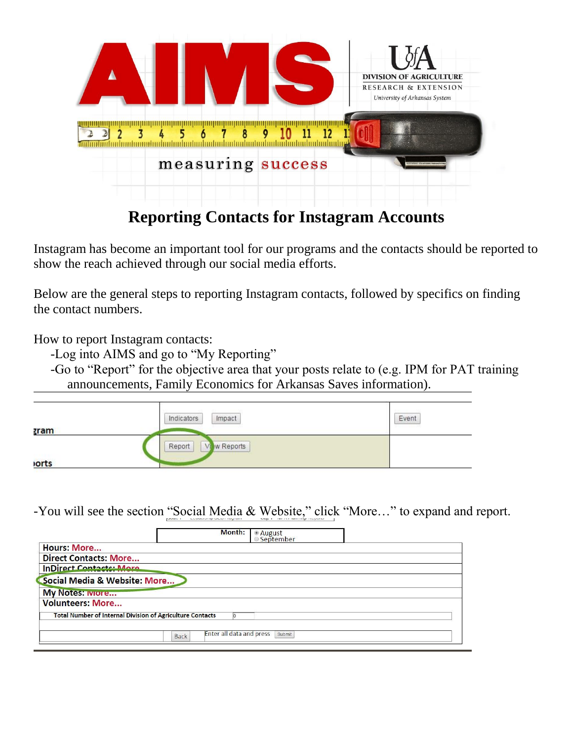# Reporting Contacts for Instagram Accounts

Instagram has become an important tool for our programs and the contacts should be reported to show the reach achieved through our social media efforts.

Below are the general steps to reporting Instagram contacts, followed by specifics on finding the contact numbers.

How to report Instagram contacts:

- Log into AIMS and go to "My Reporting"
- Go to "Report" for the objective area that your posts relate to (e.g. IPM for PAT training announcements, Family Economics for Arkansas Saves information).

- You will see the section "Social Media & Website," click "More…" to expand and report.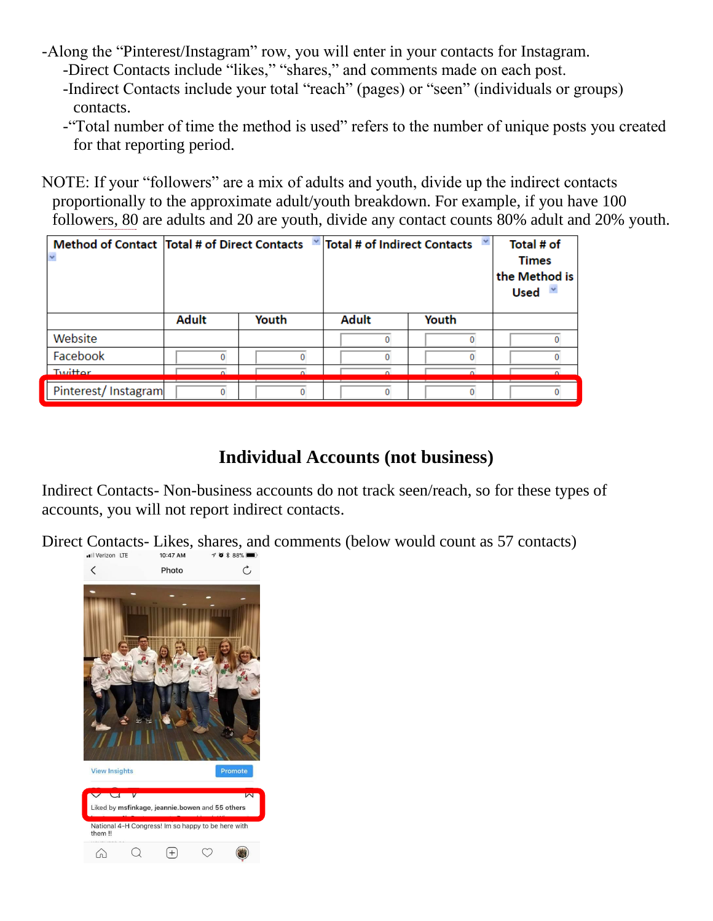-Along the "Pinterest/Instagram" row, you will enter in your contacts for Instagram.
- -Direct Contacts include "likes," "shares," and comments made on each post.
- -Indirect Contacts include your total "reach" (pages) or "seen" (individuals or groups) contacts.
- -"Total number of time the method is used" refers to the number of unique posts you created for that reporting period.

NOTE: If your "followers" are a mix of adults and youth, divide up the indirect contacts proportionally to the approximate adult/youth breakdown. For example, if you have 100 followers, 80 are adults and 20 are youth, divide any contact counts 80% adult and 20% youth.

| Method of Contact | Total # of Direct Contacts | | Total # of Indirect Contacts | | Total # of Times the Method is Used |
|---|---|---|---|---|---|
| | Adult | Youth | Adult | Youth | |
| Website | | | 0 | 0 | 0 |
| Facebook | 0 | 0 | 0 | 0 | 0 |
| Twitter | 0 | 0 | 0 | 0 | 0 |
| Pinterest/ Instagram | 0 | 0 | 0 | 0 | 0 |

## Individual Accounts (not business)

Indirect Contacts- Non-business accounts do not track seen/reach, so for these types of accounts, you will not report indirect contacts.

Direct Contacts- Likes, shares, and comments (below would count as 57 contacts)

Verizon LTE 10:47 AM 88%

Photo

View Insights Promote

Liked by msfinkage, jeannie.bowen and 55 others

National 4-H Congress! Im so happy to be here with them !!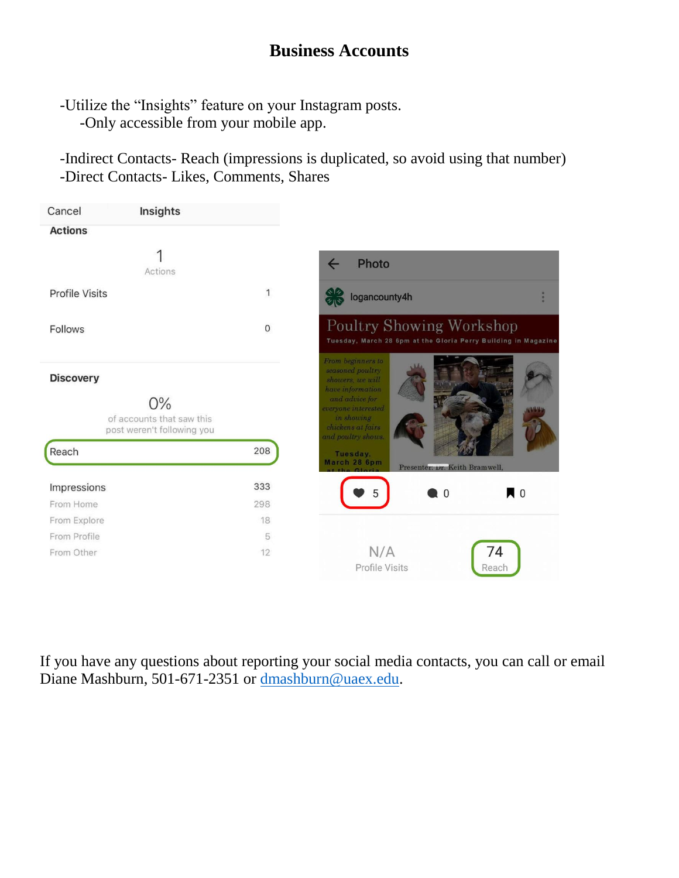## Business Accounts

-Utilize the "Insights" feature on your Instagram posts.
  -Only accessible from your mobile app.

-Indirect Contacts- Reach (impressions is duplicated, so avoid using that number)
-Direct Contacts- Likes, Comments, Shares

Cancel Insights

Actions

1
Actions

Profile Visits 1

Follows 0

Discovery

0%
of accounts that saw this post weren't following you

Reach 208

Impressions 333
From Home 298
From Explore 18
From Profile 5
From Other 12

Photo

logancounty4h

Poultry Showing Workshop

Tuesday, March 28 6pm at the Gloria Perry Building in Magazine

From beginners to seasoned poultry showers, we will have information and advice for everyone interested in showing chickens at fairs and poultry shows.

Tuesday, March 28 6pm at the Gloria

Presenter: Dr. Keith Bramwell,

5 0 0

N/A
Profile Visits

74
Reach

If you have any questions about reporting your social media contacts, you can call or email Diane Mashburn, 501-671-2351 or dmashburn@uaex.edu.